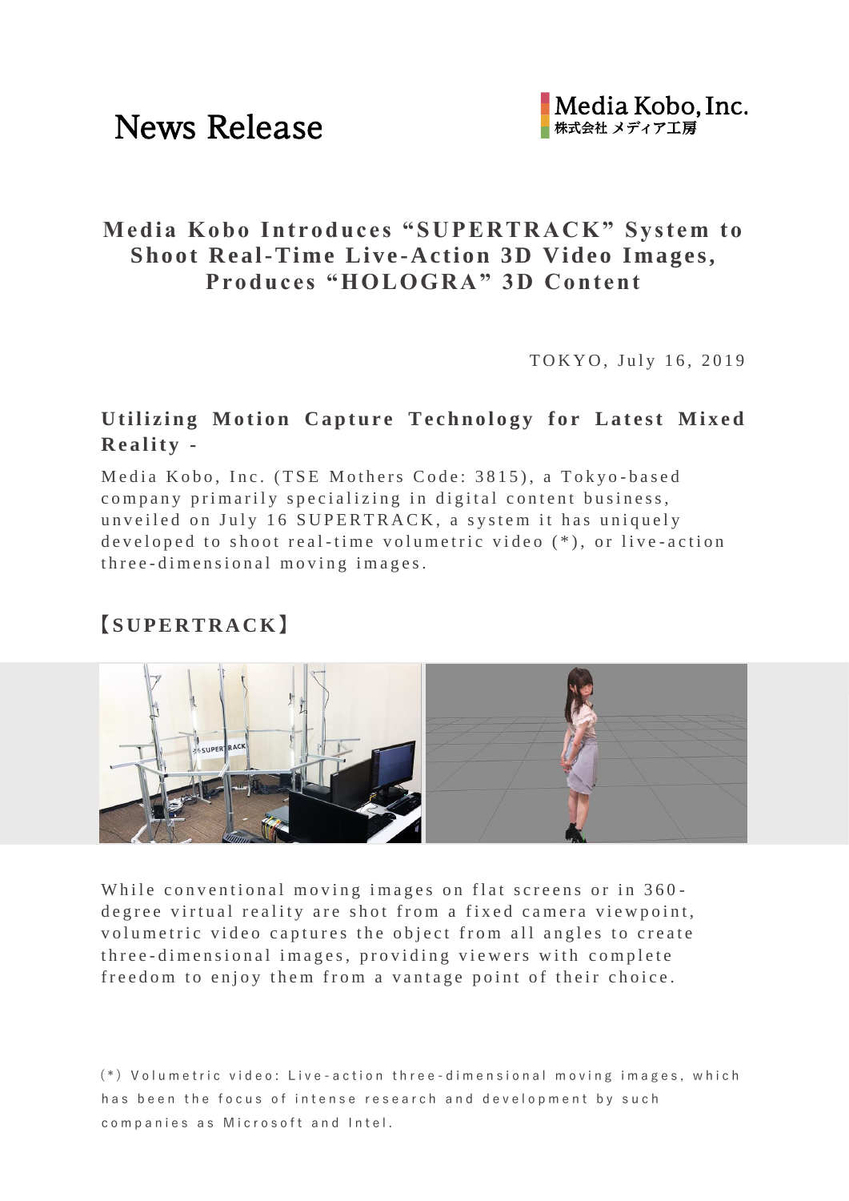# News Release

Media Kobo, Inc.
株式会社 メディア工房

## Media Kobo Introduces "SUPERTRACK" System to Shoot Real-Time Live-Action 3D Video Images, Produces "HOLOGRA" 3D Content

TOKYO, July 16, 2019

### Utilizing Motion Capture Technology for Latest Mixed Reality -

Media Kobo, Inc. (TSE Mothers Code: 3815), a Tokyo-based company primarily specializing in digital content business, unveiled on July 16 SUPERTRACK, a system it has uniquely developed to shoot real-time volumetric video (*), or live-action three-dimensional moving images.

### 【SUPERTRACK】

While conventional moving images on flat screens or in 360-degree virtual reality are shot from a fixed camera viewpoint, volumetric video captures the object from all angles to create three-dimensional images, providing viewers with complete freedom to enjoy them from a vantage point of their choice.

(*) Volumetric video: Live-action three-dimensional moving images, which has been the focus of intense research and development by such companies as Microsoft and Intel.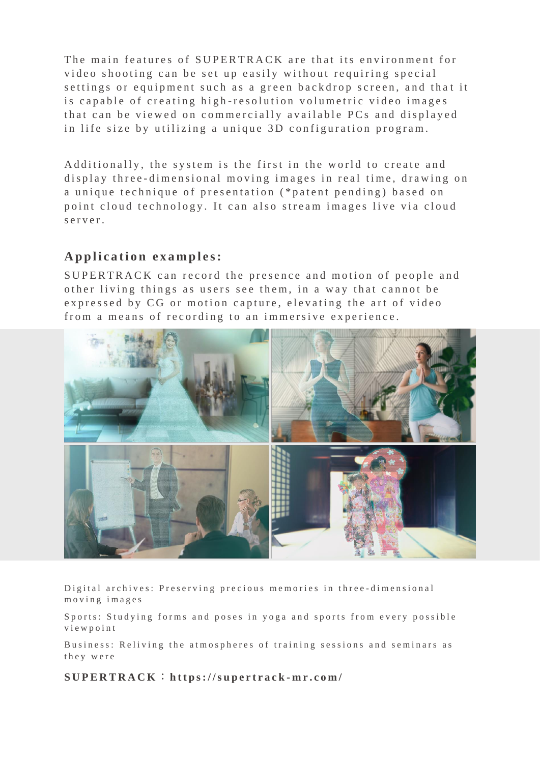The main features of SUPERTRACK are that its environment for video shooting can be set up easily without requiring special settings or equipment such as a green backdrop screen, and that it is capable of creating high-resolution volumetric video images that can be viewed on commercially available PCs and displayed in life size by utilizing a unique 3D configuration program.

Additionally, the system is the first in the world to create and display three-dimensional moving images in real time, drawing on a unique technique of presentation (*patent pending) based on point cloud technology. It can also stream images live via cloud server.

## Application examples:

SUPERTRACK can record the presence and motion of people and other living things as users see them, in a way that cannot be expressed by CG or motion capture, elevating the art of video from a means of recording to an immersive experience.

Digital archives: Preserving precious memories in three-dimensional moving images

Sports: Studying forms and poses in yoga and sports from every possible viewpoint

Business: Reliving the atmospheres of training sessions and seminars as they were

**SUPERTRACK：https://supertrack-mr.com/**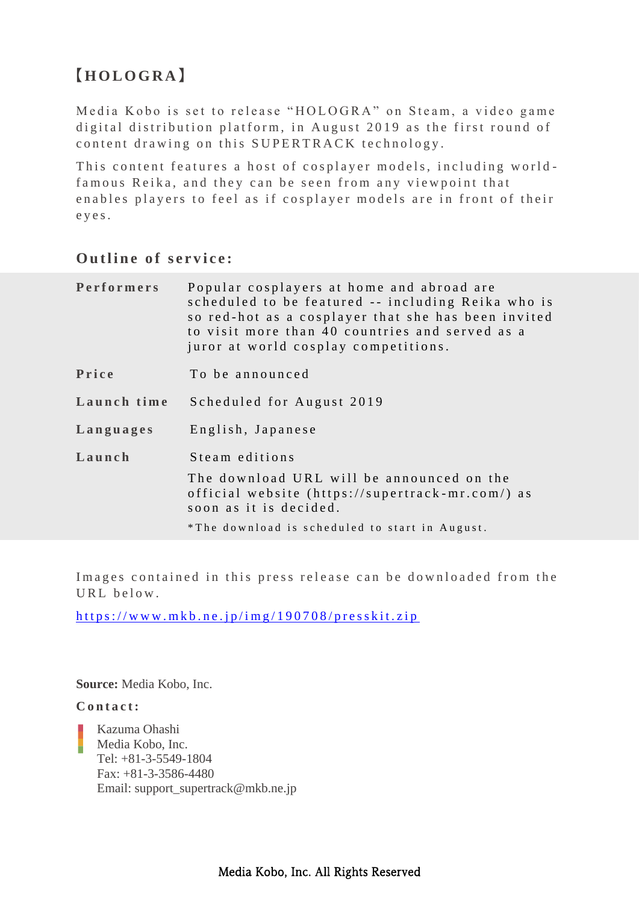## 【HOLOGRA】

Media Kobo is set to release “HOLOGRA” on Steam, a video game digital distribution platform, in August 2019 as the first round of content drawing on this SUPERTRACK technology.

This content features a host of cosplayer models, including world-famous Reika, and they can be seen from any viewpoint that enables players to feel as if cosplayer models are in front of their eyes.

### Outline of service:

| | |
|---|---|
| **Performers** | Popular cosplayers at home and abroad are scheduled to be featured -- including Reika who is so red-hot as a cosplayer that she has been invited to visit more than 40 countries and served as a juror at world cosplay competitions. |
| **Price** | To be announced |
| **Launch time** | Scheduled for August 2019 |
| **Languages** | English, Japanese |
| **Launch** | Steam editions<br>The download URL will be announced on the official website (https://supertrack-mr.com/) as soon as it is decided.<br>*The download is scheduled to start in August. |

Images contained in this press release can be downloaded from the URL below.

https://www.mkb.ne.jp/img/190708/presskit.zip

**Source:** Media Kobo, Inc.

**Contact:**

Kazuma Ohashi
Media Kobo, Inc.
Tel: +81-3-5549-1804
Fax: +81-3-3586-4480
Email: support_supertrack@mkb.ne.jp